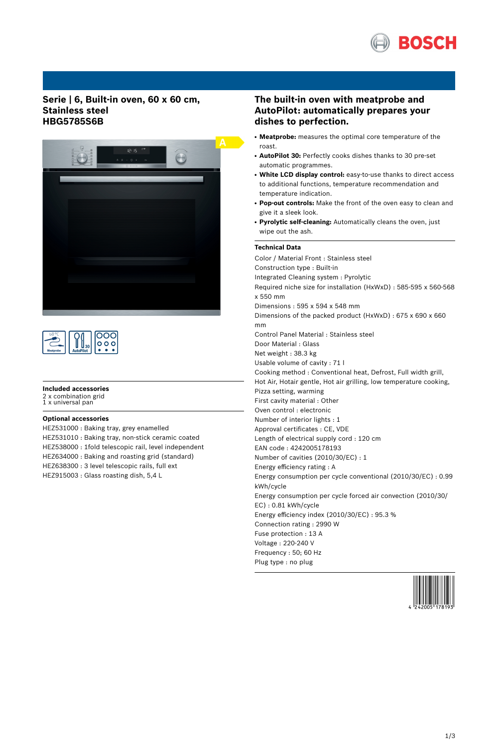# Serie | 6, Built-in oven, 60 x 60 cm, Stainless steel
# HBG5785S6B

### Included accessories

2 x combination grid
1 x universal pan

### Optional accessories

HEZ531000 : Baking tray, grey enamelled
HEZ531010 : Baking tray, non-stick ceramic coated
HEZ538000 : 1fold telescopic rail, level independent
HEZ634000 : Baking and roasting grid (standard)
HEZ638300 : 3 level telescopic rails, full ext
HEZ915003 : Glass roasting dish, 5,4 L

## The built-in oven with meatprobe and AutoPilot: automatically prepares your dishes to perfection.

- **Meatprobe:** measures the optimal core temperature of the roast.
- **AutoPilot 30:** Perfectly cooks dishes thanks to 30 pre-set automatic programmes.
- **White LCD display control:** easy-to-use thanks to direct access to additional functions, temperature recommendation and temperature indication.
- **Pop-out controls:** Make the front of the oven easy to clean and give it a sleek look.
- **Pyrolytic self-cleaning:** Automatically cleans the oven, just wipe out the ash.

### Technical Data

Color / Material Front : Stainless steel
Construction type : Built-in
Integrated Cleaning system : Pyrolytic
Required niche size for installation (HxWxD) : 585-595 x 560-568 x 550 mm
Dimensions : 595 x 594 x 548 mm
Dimensions of the packed product (HxWxD) : 675 x 690 x 660 mm
Control Panel Material : Stainless steel
Door Material : Glass
Net weight : 38.3 kg
Usable volume of cavity : 71 l
Cooking method : Conventional heat, Defrost, Full width grill, Hot Air, Hotair gentle, Hot air grilling, low temperature cooking, Pizza setting, warming
First cavity material : Other
Oven control : electronic
Number of interior lights : 1
Approval certificates : CE, VDE
Length of electrical supply cord : 120 cm
EAN code : 4242005178193
Number of cavities (2010/30/EC) : 1
Energy efficiency rating : A
Energy consumption per cycle conventional (2010/30/EC) : 0.99 kWh/cycle
Energy consumption per cycle forced air convection (2010/30/EC) : 0.81 kWh/cycle
Energy efficiency index (2010/30/EC) : 95.3 %
Connection rating : 2990 W
Fuse protection : 13 A
Voltage : 220-240 V
Frequency : 50; 60 Hz
Plug type : no plug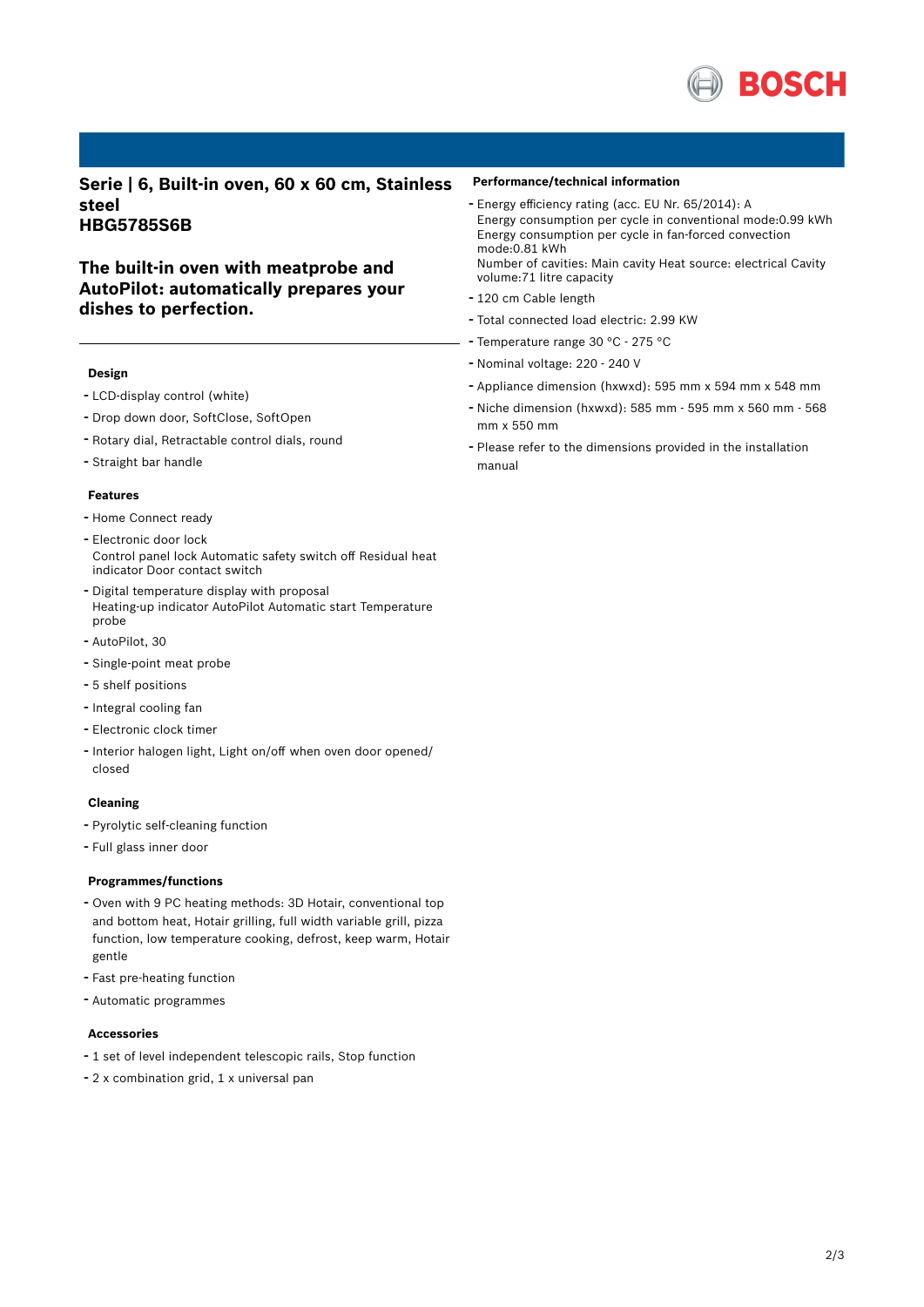# Serie | 6, Built-in oven, 60 x 60 cm, Stainless steel
## HBG5785S6B

## The built-in oven with meatprobe and AutoPilot: automatically prepares your dishes to perfection.

### Design

- LCD-display control (white)
- Drop down door, SoftClose, SoftOpen
- Rotary dial, Retractable control dials, round
- Straight bar handle

### Features

- Home Connect ready
- Electronic door lock
  Control panel lock Automatic safety switch off Residual heat indicator Door contact switch
- Digital temperature display with proposal
  Heating-up indicator AutoPilot Automatic start Temperature probe
- AutoPilot, 30
- Single-point meat probe
- 5 shelf positions
- Integral cooling fan
- Electronic clock timer
- Interior halogen light, Light on/off when oven door opened/closed

### Cleaning

- Pyrolytic self-cleaning function
- Full glass inner door

### Programmes/functions

- Oven with 9 PC heating methods: 3D Hotair, conventional top and bottom heat, Hotair grilling, full width variable grill, pizza function, low temperature cooking, defrost, keep warm, Hotair gentle
- Fast pre-heating function
- Automatic programmes

### Accessories

- 1 set of level independent telescopic rails, Stop function
- 2 x combination grid, 1 x universal pan

### Performance/technical information

- Energy efficiency rating (acc. EU Nr. 65/2014): A
  Energy consumption per cycle in conventional mode:0.99 kWh
  Energy consumption per cycle in fan-forced convection mode:0.81 kWh
  Number of cavities: Main cavity Heat source: electrical Cavity volume:71 litre capacity
- 120 cm Cable length
- Total connected load electric: 2.99 KW
- Temperature range 30 °C - 275 °C
- Nominal voltage: 220 - 240 V
- Appliance dimension (hxwxd): 595 mm x 594 mm x 548 mm
- Niche dimension (hxwxd): 585 mm - 595 mm x 560 mm - 568 mm x 550 mm
- Please refer to the dimensions provided in the installation manual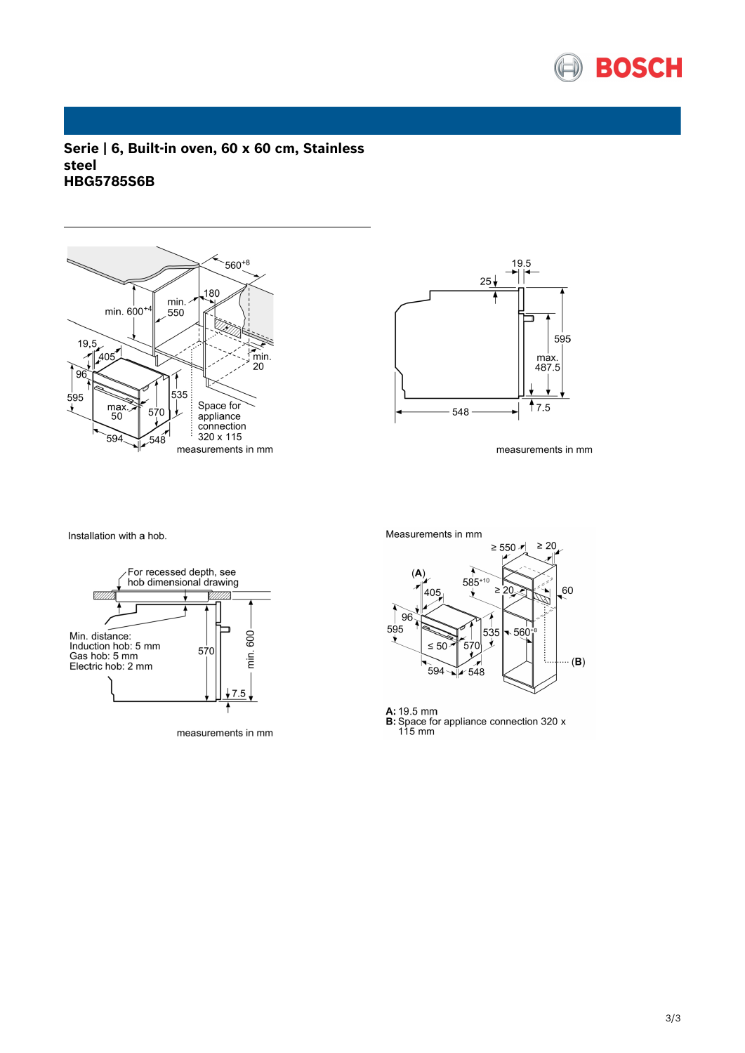# Serie | 6, Built-in oven, 60 x 60 cm, Stainless steel
# HBG5785S6B

560+8

min. 600+4

min. 550

180

19,5

405

96

595

max. 50

570

535

min. 20

Space for appliance connection 320 x 115

594

548

measurements in mm

19.5

25

595

max. 487.5

548

7.5

measurements in mm

Installation with a hob.

For recessed depth, see hob dimensional drawing

Min. distance:
Induction hob: 5 mm
Gas hob: 5 mm
Electric hob: 2 mm

570

min. 600

7.5

measurements in mm

Measurements in mm

≥ 550

≥ 20

(A)

405

585+10

≥ 20

60

96

595

535

560+8

≤ 50

570

(B)

594

548

**A:** 19.5 mm
**B:** Space for appliance connection 320 x 115 mm